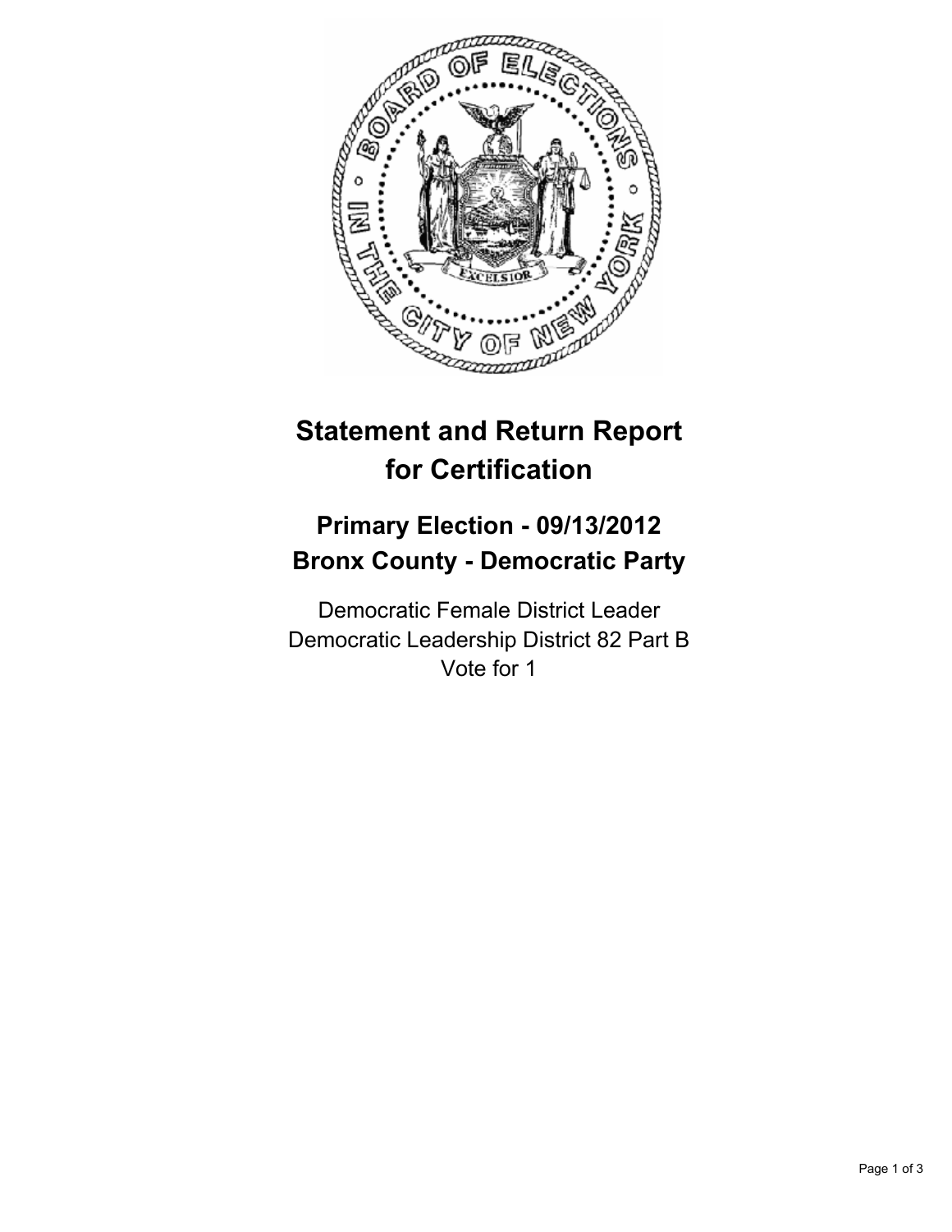# Statement and Return Report for Certification

## Primary Election - 09/13/2012
## Bronx County - Democratic Party

Democratic Female District Leader
Democratic Leadership District 82 Part B
Vote for 1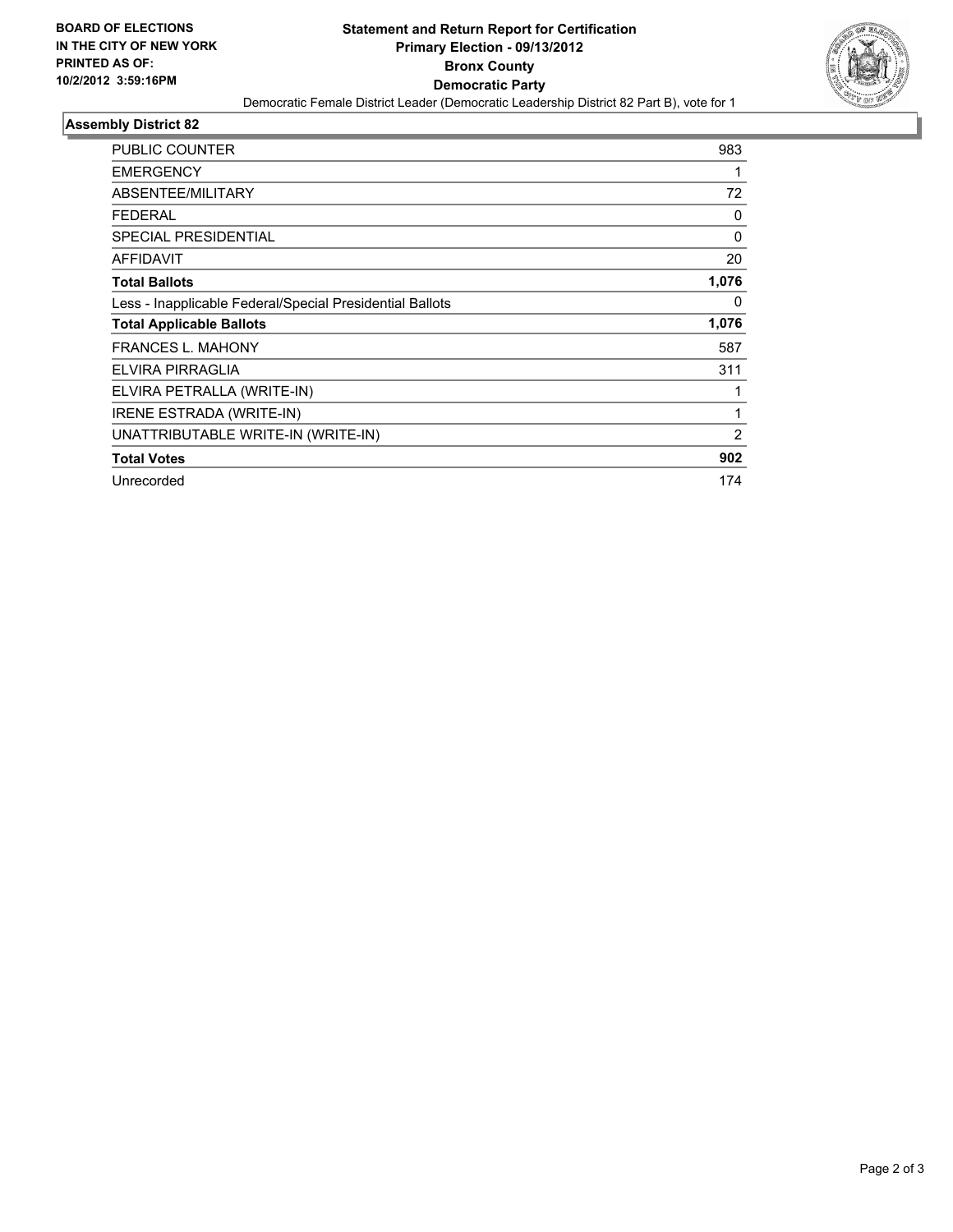**BOARD OF ELECTIONS**
**IN THE CITY OF NEW YORK**
**PRINTED AS OF:**
**10/2/2012 3:59:16PM**

# Statement and Return Report for Certification
## Primary Election - 09/13/2012
## Bronx County
## Democratic Party

Democratic Female District Leader (Democratic Leadership District 82 Part B), vote for 1

### Assembly District 82

| | |
|---|---|
| PUBLIC COUNTER | 983 |
| EMERGENCY | 1 |
| ABSENTEE/MILITARY | 72 |
| FEDERAL | 0 |
| SPECIAL PRESIDENTIAL | 0 |
| AFFIDAVIT | 20 |
| **Total Ballots** | **1,076** |
| Less - Inapplicable Federal/Special Presidential Ballots | 0 |
| **Total Applicable Ballots** | **1,076** |
| FRANCES L. MAHONY | 587 |
| ELVIRA PIRRAGLIA | 311 |
| ELVIRA PETRALLA (WRITE-IN) | 1 |
| IRENE ESTRADA (WRITE-IN) | 1 |
| UNATTRIBUTABLE WRITE-IN (WRITE-IN) | 2 |
| **Total Votes** | **902** |
| Unrecorded | 174 |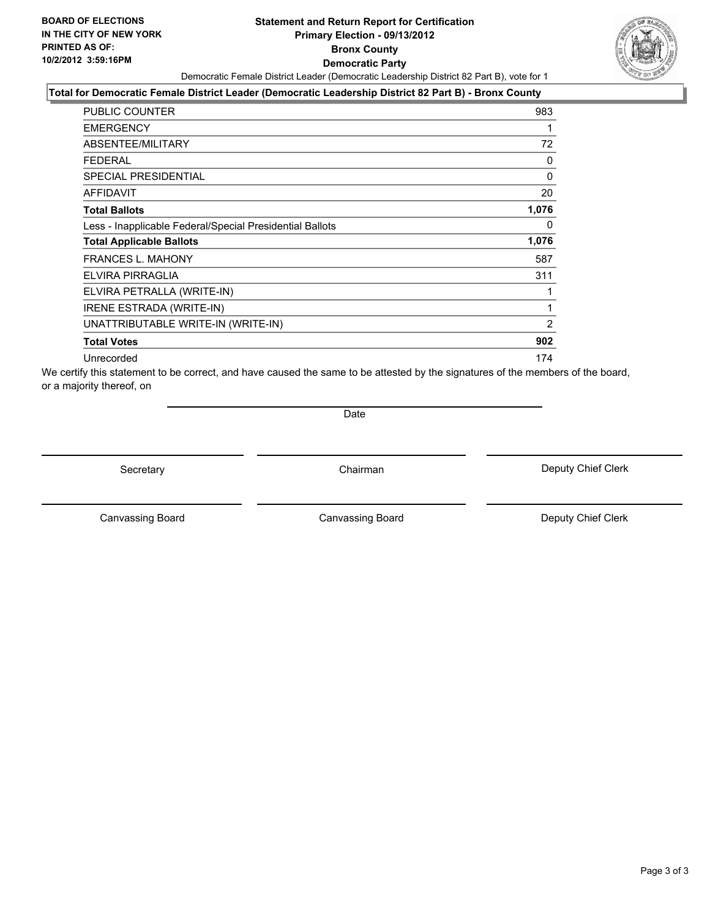**BOARD OF ELECTIONS IN THE CITY OF NEW YORK**
**PRINTED AS OF: 10/2/2012 3:59:16PM**

**Statement and Return Report for Certification**
**Primary Election - 09/13/2012**
**Bronx County**
**Democratic Party**

Democratic Female District Leader (Democratic Leadership District 82 Part B), vote for 1

**Total for Democratic Female District Leader (Democratic Leadership District 82 Part B) - Bronx County**

| | |
|---|---|
| PUBLIC COUNTER | 983 |
| EMERGENCY | 1 |
| ABSENTEE/MILITARY | 72 |
| FEDERAL | 0 |
| SPECIAL PRESIDENTIAL | 0 |
| AFFIDAVIT | 20 |
| **Total Ballots** | **1,076** |
| Less - Inapplicable Federal/Special Presidential Ballots | 0 |
| **Total Applicable Ballots** | **1,076** |
| FRANCES L. MAHONY | 587 |
| ELVIRA PIRRAGLIA | 311 |
| ELVIRA PETRALLA (WRITE-IN) | 1 |
| IRENE ESTRADA (WRITE-IN) | 1 |
| UNATTRIBUTABLE WRITE-IN (WRITE-IN) | 2 |
| **Total Votes** | **902** |
| Unrecorded | 174 |

We certify this statement to be correct, and have caused the same to be attested by the signatures of the members of the board, or a majority thereof, on

Date

Secretary | Chairman | Deputy Chief Clerk

Canvassing Board | Canvassing Board | Deputy Chief Clerk